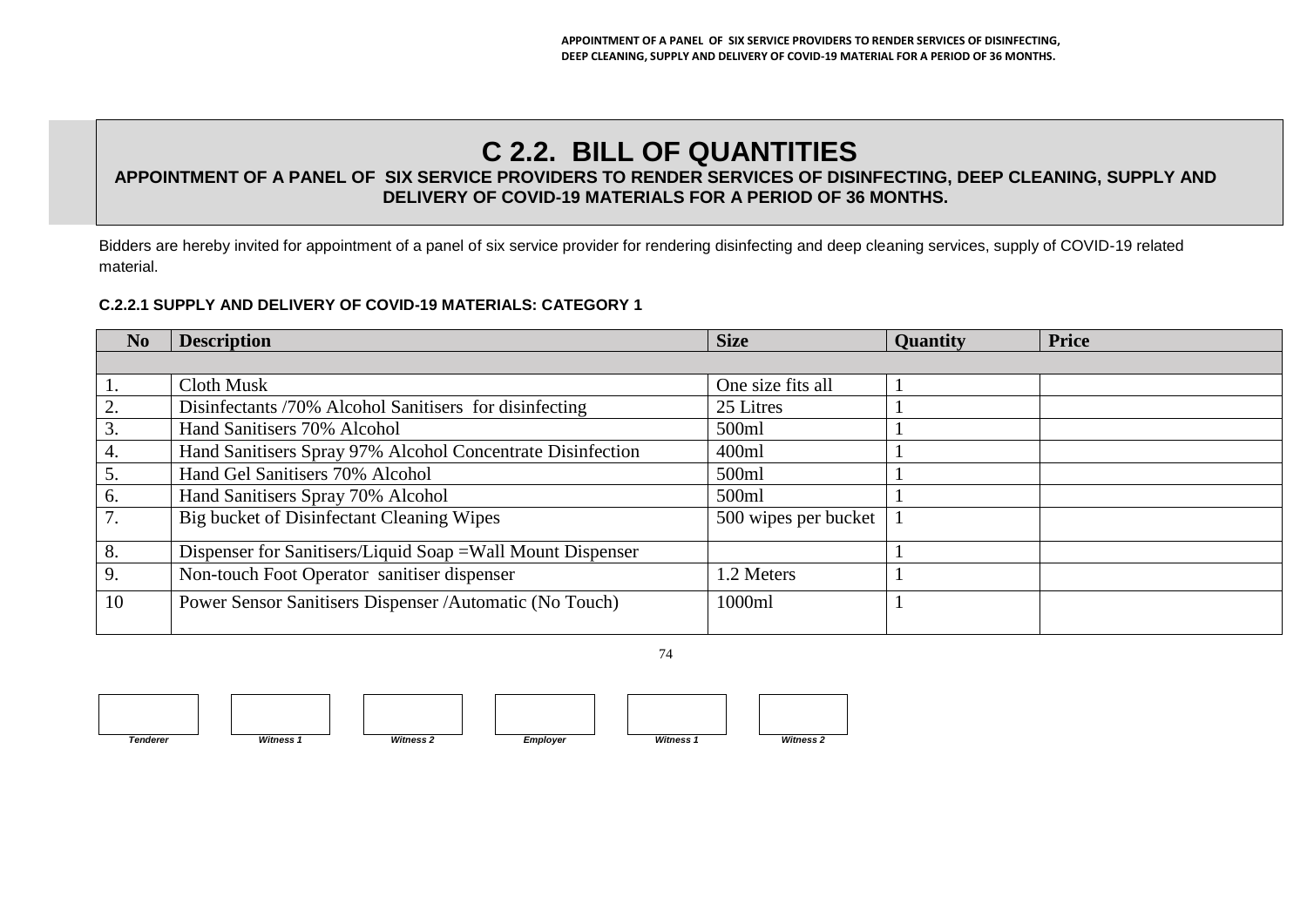# C 2.2. BILL OF QUANTITIES

**APPOINTMENT OF A PANEL OF SIX SERVICE PROVIDERS TO RENDER SERVICES OF DISINFECTING, DEEP CLEANING, SUPPLY AND DELIVERY OF COVID-19 MATERIALS FOR A PERIOD OF 36 MONTHS.**

Bidders are hereby invited for appointment of a panel of six service provider for rendering disinfecting and deep cleaning services, supply of COVID-19 related material.

### C.2.2.1 SUPPLY AND DELIVERY OF COVID-19 MATERIALS: CATEGORY 1

| No | Description | Size | Quantity | Price |
|---|---|---|---|---|
| | | | | |
| 1. | Cloth Musk | One size fits all | 1 | |
| 2. | Disinfectants /70% Alcohol Sanitisers for disinfecting | 25 Litres | 1 | |
| 3. | Hand Sanitisers 70% Alcohol | 500ml | 1 | |
| 4. | Hand Sanitisers Spray 97% Alcohol Concentrate Disinfection | 400ml | 1 | |
| 5. | Hand Gel Sanitisers 70% Alcohol | 500ml | 1 | |
| 6. | Hand Sanitisers Spray 70% Alcohol | 500ml | 1 | |
| 7. | Big bucket of Disinfectant Cleaning Wipes | 500 wipes per bucket | 1 | |
| 8. | Dispenser for Sanitisers/Liquid Soap =Wall Mount Dispenser | | 1 | |
| 9. | Non-touch Foot Operator sanitiser dispenser | 1.2 Meters | 1 | |
| 10 | Power Sensor Sanitisers Dispenser /Automatic (No Touch) | 1000ml | 1 | |

| Tenderer | Witness 1 | Witness 2 | Employer | Witness 1 | Witness 2 |
|---|---|---|---|---|---|
| | | | | | |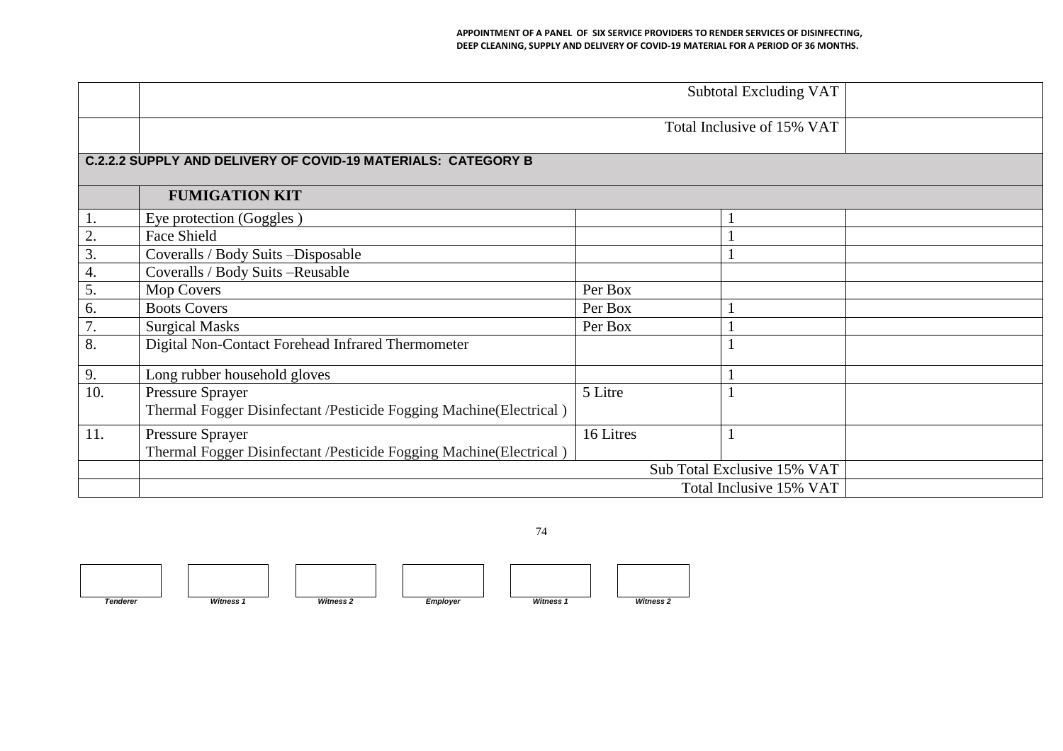| | | | | |
|---|---|---|---|---|
| | | | Subtotal Excluding VAT | |
| | | | Total Inclusive of 15% VAT | |
| **C.2.2.2 SUPPLY AND DELIVERY OF COVID-19 MATERIALS: CATEGORY B** | | | | |
| | **FUMIGATION KIT** | | | |
| 1. | Eye protection (Goggles ) | | 1 | |
| 2. | Face Shield | | 1 | |
| 3. | Coveralls / Body Suits –Disposable | | 1 | |
| 4. | Coveralls / Body Suits –Reusable | | | |
| 5. | Mop Covers | Per Box | | |
| 6. | Boots Covers | Per Box | 1 | |
| 7. | Surgical Masks | Per Box | 1 | |
| 8. | Digital Non-Contact Forehead Infrared Thermometer | | 1 | |
| 9. | Long rubber household gloves | | 1 | |
| 10. | Pressure Sprayer<br>Thermal Fogger Disinfectant /Pesticide Fogging Machine(Electrical ) | 5 Litre | 1 | |
| 11. | Pressure Sprayer<br>Thermal Fogger Disinfectant /Pesticide Fogging Machine(Electrical ) | 16 Litres | 1 | |
| | | | Sub Total Exclusive 15% VAT | |
| | | | Total Inclusive 15% VAT | |

| | | | | | |
|---|---|---|---|---|---|
| | | | | | |
| *Tenderer* | *Witness 1* | *Witness 2* | *Employer* | *Witness 1* | *Witness 2* |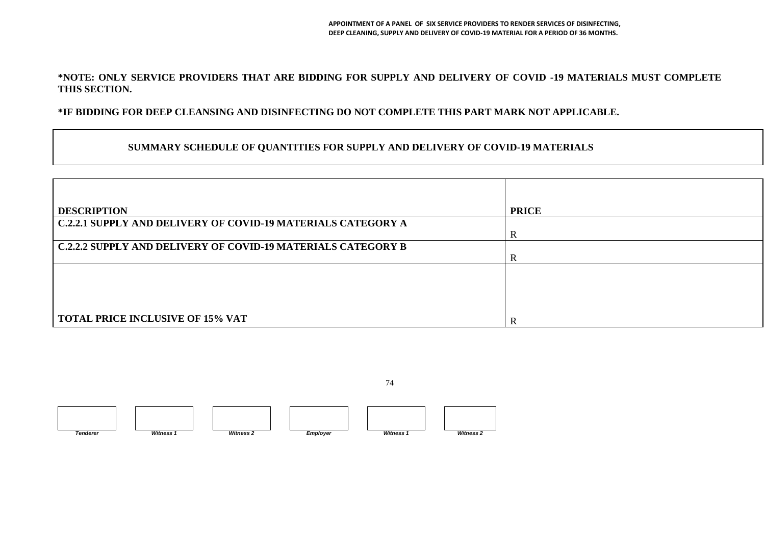**\*NOTE: ONLY SERVICE PROVIDERS THAT ARE BIDDING FOR SUPPLY AND DELIVERY OF COVID -19 MATERIALS MUST COMPLETE THIS SECTION.**

**\*IF BIDDING FOR DEEP CLEANSING AND DISINFECTING DO NOT COMPLETE THIS PART MARK NOT APPLICABLE.**

## SUMMARY SCHEDULE OF QUANTITIES FOR SUPPLY AND DELIVERY OF COVID-19 MATERIALS

| DESCRIPTION | PRICE |
|---|---|
| **C.2.2.1 SUPPLY AND DELIVERY OF COVID-19 MATERIALS CATEGORY A** | R |
| **C.2.2.2 SUPPLY AND DELIVERY OF COVID-19 MATERIALS CATEGORY B** | R |
| **TOTAL PRICE INCLUSIVE OF 15% VAT** | R |

| | | | | | |
|---|---|---|---|---|---|
| *Tenderer* | *Witness 1* | *Witness 2* | *Employer* | *Witness 1* | *Witness 2* |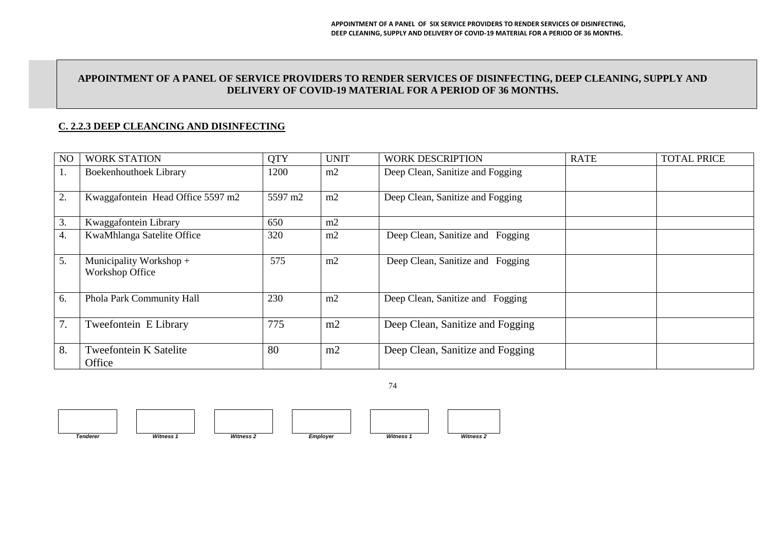## APPOINTMENT OF A PANEL OF SERVICE PROVIDERS TO RENDER SERVICES OF DISINFECTING, DEEP CLEANING, SUPPLY AND DELIVERY OF COVID-19 MATERIAL FOR A PERIOD OF 36 MONTHS.

### C. 2.2.3 DEEP CLEANCING AND DISINFECTING

| NO | WORK STATION | QTY | UNIT | WORK DESCRIPTION | RATE | TOTAL PRICE |
|---|---|---|---|---|---|---|
| 1. | Boekenhouthoek Library | 1200 | m2 | Deep Clean, Sanitize and Fogging | | |
| 2. | Kwaggafontein Head Office 5597 m2 | 5597 m2 | m2 | Deep Clean, Sanitize and Fogging | | |
| 3. | Kwaggafontein Library | 650 | m2 | | | |
| 4. | KwaMhlanga Satelite Office | 320 | m2 | Deep Clean, Sanitize and Fogging | | |
| 5. | Municipality Workshop + Workshop Office | 575 | m2 | Deep Clean, Sanitize and Fogging | | |
| 6. | Phola Park Community Hall | 230 | m2 | Deep Clean, Sanitize and Fogging | | |
| 7. | Tweefontein E Library | 775 | m2 | Deep Clean, Sanitize and Fogging | | |
| 8. | Tweefontein K Satelite Office | 80 | m2 | Deep Clean, Sanitize and Fogging | | |

| Tenderer | Witness 1 | Witness 2 | Employer | Witness 1 | Witness 2 |
|---|---|---|---|---|---|
| | | | | | |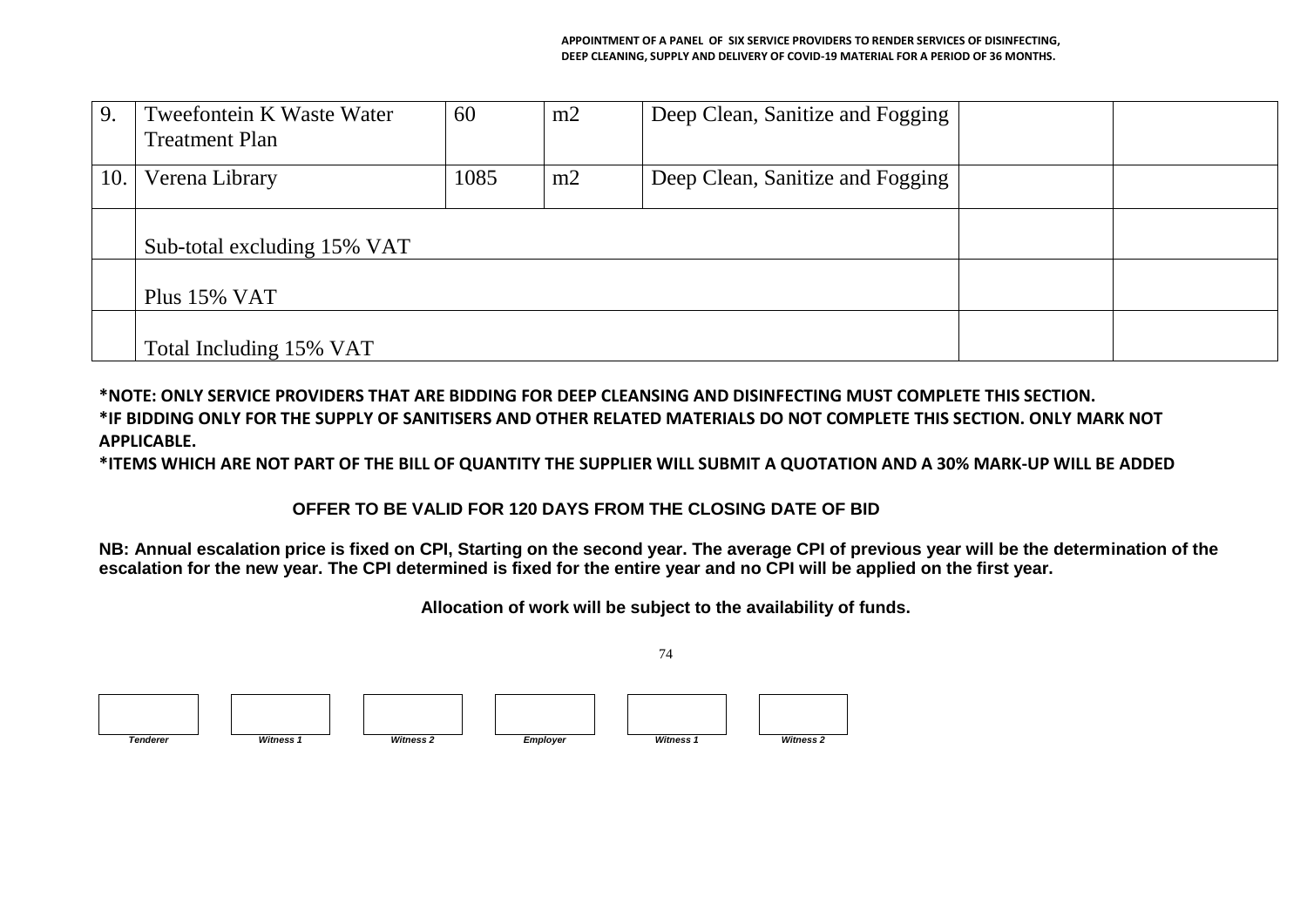| | | | | | | |
|---|---|---|---|---|---|---|
| 9. | Tweefontein K Waste Water Treatment Plan | 60 | m2 | Deep Clean, Sanitize and Fogging | | |
| 10. | Verena Library | 1085 | m2 | Deep Clean, Sanitize and Fogging | | |
| | Sub-total excluding 15% VAT | | | | | |
| | Plus 15% VAT | | | | | |
| | Total Including 15% VAT | | | | | |

**\*NOTE: ONLY SERVICE PROVIDERS THAT ARE BIDDING FOR DEEP CLEANSING AND DISINFECTING MUST COMPLETE THIS SECTION.**

**\*IF BIDDING ONLY FOR THE SUPPLY OF SANITISERS AND OTHER RELATED MATERIALS DO NOT COMPLETE THIS SECTION. ONLY MARK NOT APPLICABLE.**

**\*ITEMS WHICH ARE NOT PART OF THE BILL OF QUANTITY THE SUPPLIER WILL SUBMIT A QUOTATION AND A 30% MARK-UP WILL BE ADDED**

**OFFER TO BE VALID FOR 120 DAYS FROM THE CLOSING DATE OF BID**

**NB: Annual escalation price is fixed on CPI, Starting on the second year. The average CPI of previous year will be the determination of the escalation for the new year. The CPI determined is fixed for the entire year and no CPI will be applied on the first year.**

**Allocation of work will be subject to the availability of funds.**

| | | | | | |
|---|---|---|---|---|---|
| | | | | | |
| *Tenderer* | *Witness 1* | *Witness 2* | *Employer* | *Witness 1* | *Witness 2* |